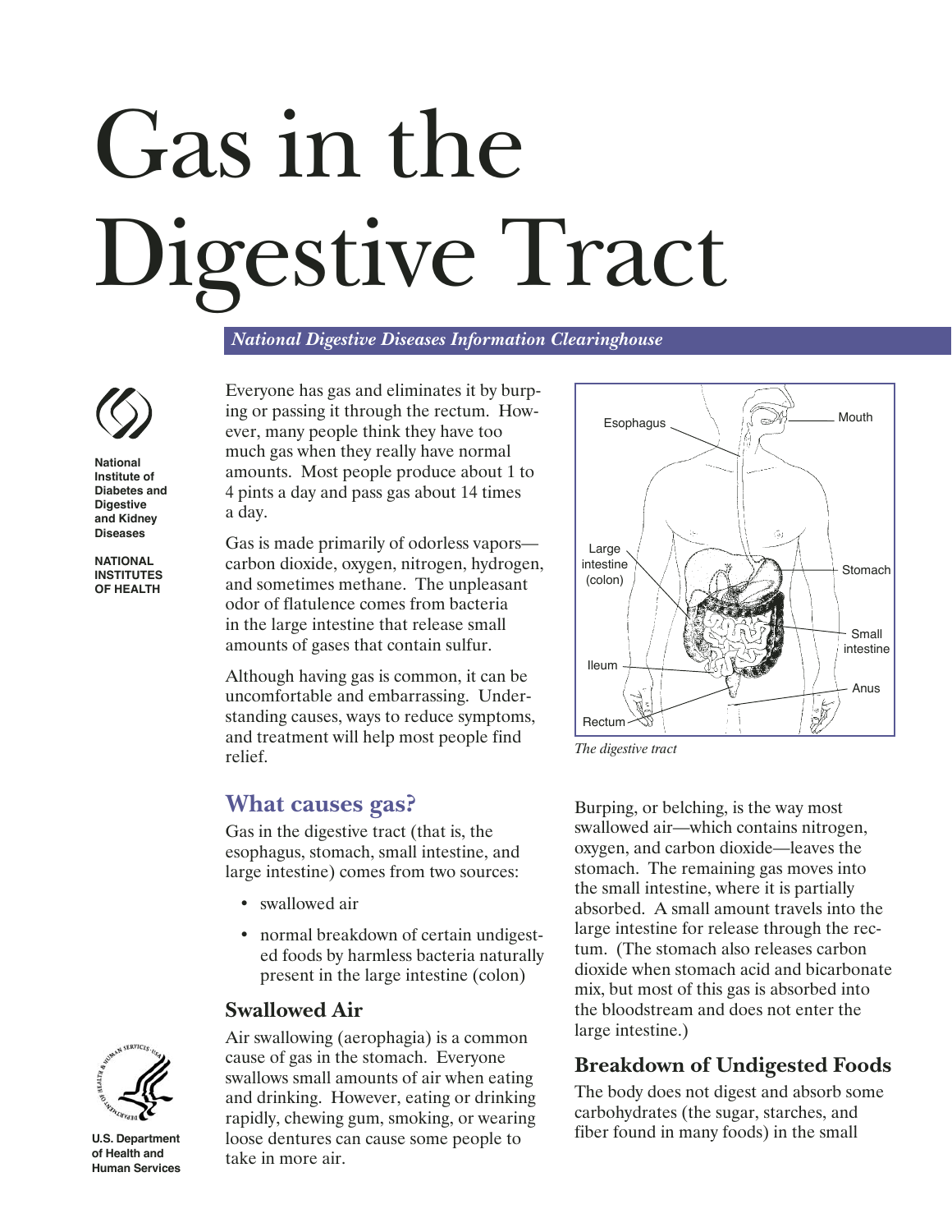# Gas in the Digestive Tract

*National Digestive Diseases Information Clearinghouse*

**National Institute of Diabetes and Digestive and Kidney Diseases**

**NATIONAL INSTITUTES OF HEALTH**

Everyone has gas and eliminates it by burping or passing it through the rectum. However, many people think they have too much gas when they really have normal amounts. Most people produce about 1 to 4 pints a day and pass gas about 14 times a day.

Gas is made primarily of odorless vapors—carbon dioxide, oxygen, nitrogen, hydrogen, and sometimes methane. The unpleasant odor of flatulence comes from bacteria in the large intestine that release small amounts of gases that contain sulfur.

Although having gas is common, it can be uncomfortable and embarrassing. Understanding causes, ways to reduce symptoms, and treatment will help most people find relief.

Esophagus
Mouth
Large intestine (colon)
Stomach
Small intestine
Ileum
Anus
Rectum

*The digestive tract*

## What causes gas?

Gas in the digestive tract (that is, the esophagus, stomach, small intestine, and large intestine) comes from two sources:

- swallowed air
- normal breakdown of certain undigested foods by harmless bacteria naturally present in the large intestine (colon)

### Swallowed Air

Air swallowing (aerophagia) is a common cause of gas in the stomach. Everyone swallows small amounts of air when eating and drinking. However, eating or drinking rapidly, chewing gum, smoking, or wearing loose dentures can cause some people to take in more air.

Burping, or belching, is the way most swallowed air—which contains nitrogen, oxygen, and carbon dioxide—leaves the stomach. The remaining gas moves into the small intestine, where it is partially absorbed. A small amount travels into the large intestine for release through the rectum. (The stomach also releases carbon dioxide when stomach acid and bicarbonate mix, but most of this gas is absorbed into the bloodstream and does not enter the large intestine.)

### Breakdown of Undigested Foods

The body does not digest and absorb some carbohydrates (the sugar, starches, and fiber found in many foods) in the small

**U.S. Department of Health and Human Services**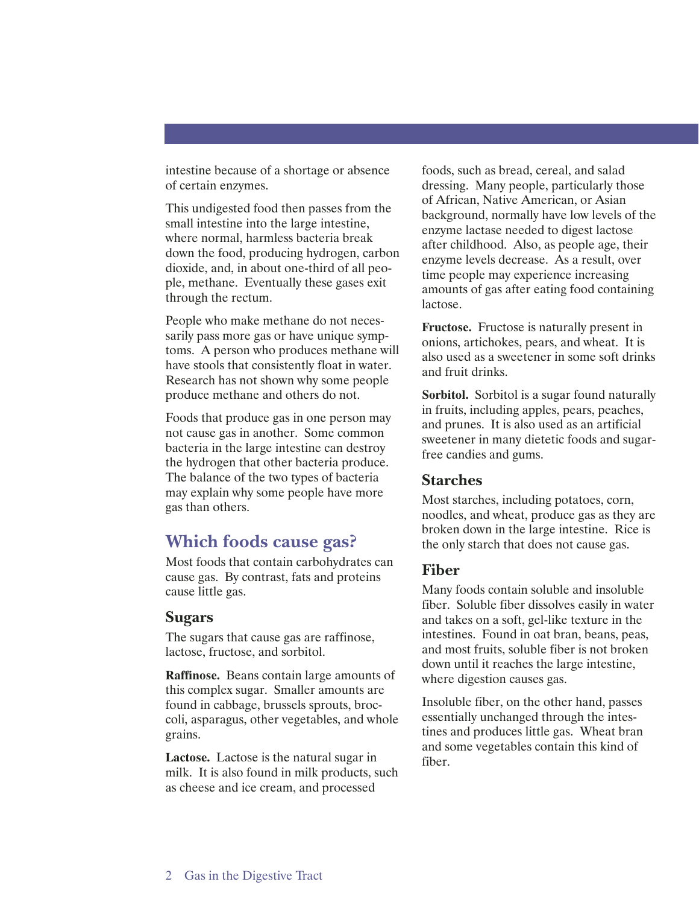intestine because of a shortage or absence of certain enzymes.

This undigested food then passes from the small intestine into the large intestine, where normal, harmless bacteria break down the food, producing hydrogen, carbon dioxide, and, in about one-third of all people, methane. Eventually these gases exit through the rectum.

People who make methane do not necessarily pass more gas or have unique symptoms. A person who produces methane will have stools that consistently float in water. Research has not shown why some people produce methane and others do not.

Foods that produce gas in one person may not cause gas in another. Some common bacteria in the large intestine can destroy the hydrogen that other bacteria produce. The balance of the two types of bacteria may explain why some people have more gas than others.

## Which foods cause gas?

Most foods that contain carbohydrates can cause gas. By contrast, fats and proteins cause little gas.

### Sugars

The sugars that cause gas are raffinose, lactose, fructose, and sorbitol.

**Raffinose.** Beans contain large amounts of this complex sugar. Smaller amounts are found in cabbage, brussels sprouts, broccoli, asparagus, other vegetables, and whole grains.

**Lactose.** Lactose is the natural sugar in milk. It is also found in milk products, such as cheese and ice cream, and processed foods, such as bread, cereal, and salad dressing. Many people, particularly those of African, Native American, or Asian background, normally have low levels of the enzyme lactase needed to digest lactose after childhood. Also, as people age, their enzyme levels decrease. As a result, over time people may experience increasing amounts of gas after eating food containing lactose.

**Fructose.** Fructose is naturally present in onions, artichokes, pears, and wheat. It is also used as a sweetener in some soft drinks and fruit drinks.

**Sorbitol.** Sorbitol is a sugar found naturally in fruits, including apples, pears, peaches, and prunes. It is also used as an artificial sweetener in many dietetic foods and sugar-free candies and gums.

### Starches

Most starches, including potatoes, corn, noodles, and wheat, produce gas as they are broken down in the large intestine. Rice is the only starch that does not cause gas.

### Fiber

Many foods contain soluble and insoluble fiber. Soluble fiber dissolves easily in water and takes on a soft, gel-like texture in the intestines. Found in oat bran, beans, peas, and most fruits, soluble fiber is not broken down until it reaches the large intestine, where digestion causes gas.

Insoluble fiber, on the other hand, passes essentially unchanged through the intestines and produces little gas. Wheat bran and some vegetables contain this kind of fiber.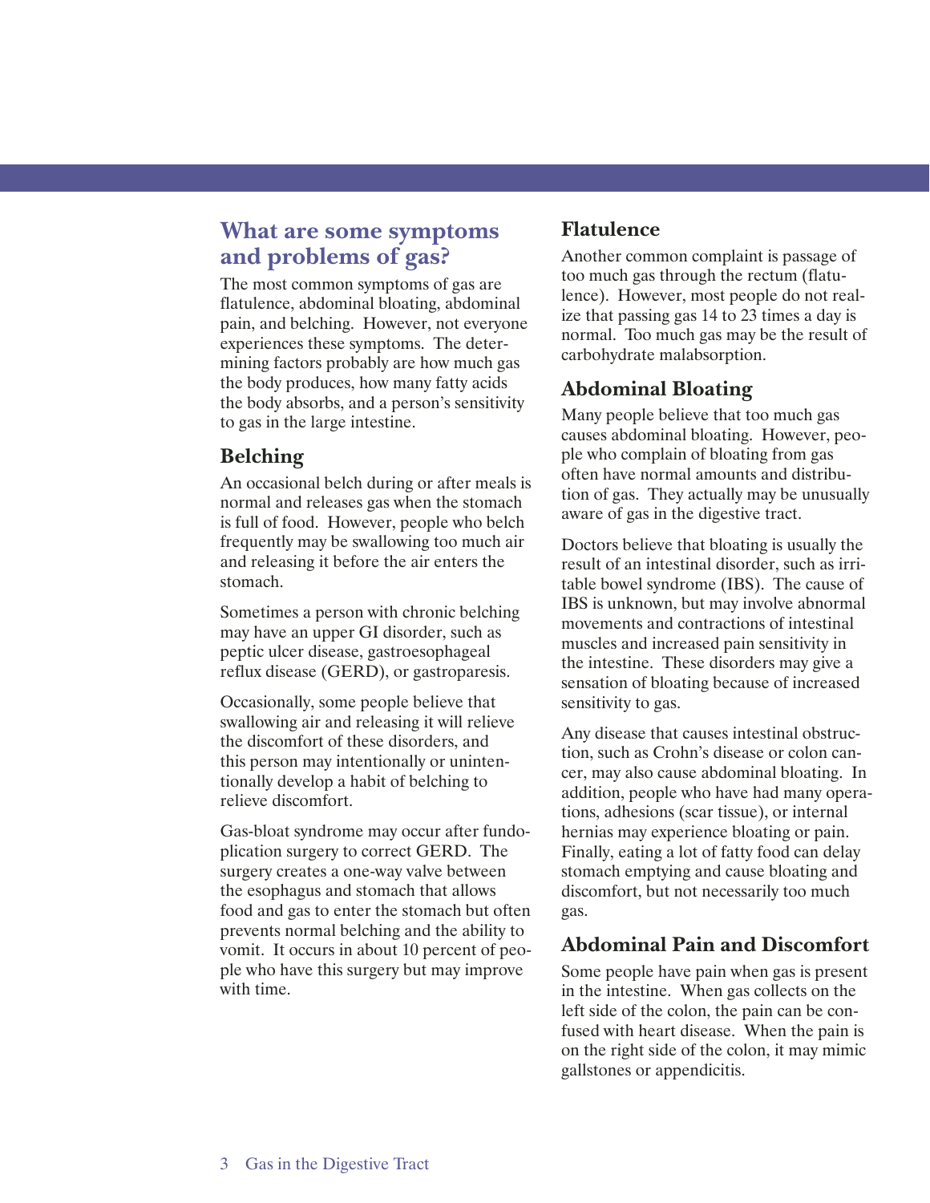## What are some symptoms and problems of gas?

The most common symptoms of gas are flatulence, abdominal bloating, abdominal pain, and belching. However, not everyone experiences these symptoms. The determining factors probably are how much gas the body produces, how many fatty acids the body absorbs, and a person's sensitivity to gas in the large intestine.

### Belching

An occasional belch during or after meals is normal and releases gas when the stomach is full of food. However, people who belch frequently may be swallowing too much air and releasing it before the air enters the stomach.

Sometimes a person with chronic belching may have an upper GI disorder, such as peptic ulcer disease, gastroesophageal reflux disease (GERD), or gastroparesis.

Occasionally, some people believe that swallowing air and releasing it will relieve the discomfort of these disorders, and this person may intentionally or unintentionally develop a habit of belching to relieve discomfort.

Gas-bloat syndrome may occur after fundoplication surgery to correct GERD. The surgery creates a one-way valve between the esophagus and stomach that allows food and gas to enter the stomach but often prevents normal belching and the ability to vomit. It occurs in about 10 percent of people who have this surgery but may improve with time.

### Flatulence

Another common complaint is passage of too much gas through the rectum (flatulence). However, most people do not realize that passing gas 14 to 23 times a day is normal. Too much gas may be the result of carbohydrate malabsorption.

### Abdominal Bloating

Many people believe that too much gas causes abdominal bloating. However, people who complain of bloating from gas often have normal amounts and distribution of gas. They actually may be unusually aware of gas in the digestive tract.

Doctors believe that bloating is usually the result of an intestinal disorder, such as irritable bowel syndrome (IBS). The cause of IBS is unknown, but may involve abnormal movements and contractions of intestinal muscles and increased pain sensitivity in the intestine. These disorders may give a sensation of bloating because of increased sensitivity to gas.

Any disease that causes intestinal obstruction, such as Crohn's disease or colon cancer, may also cause abdominal bloating. In addition, people who have had many operations, adhesions (scar tissue), or internal hernias may experience bloating or pain. Finally, eating a lot of fatty food can delay stomach emptying and cause bloating and discomfort, but not necessarily too much gas.

### Abdominal Pain and Discomfort

Some people have pain when gas is present in the intestine. When gas collects on the left side of the colon, the pain can be confused with heart disease. When the pain is on the right side of the colon, it may mimic gallstones or appendicitis.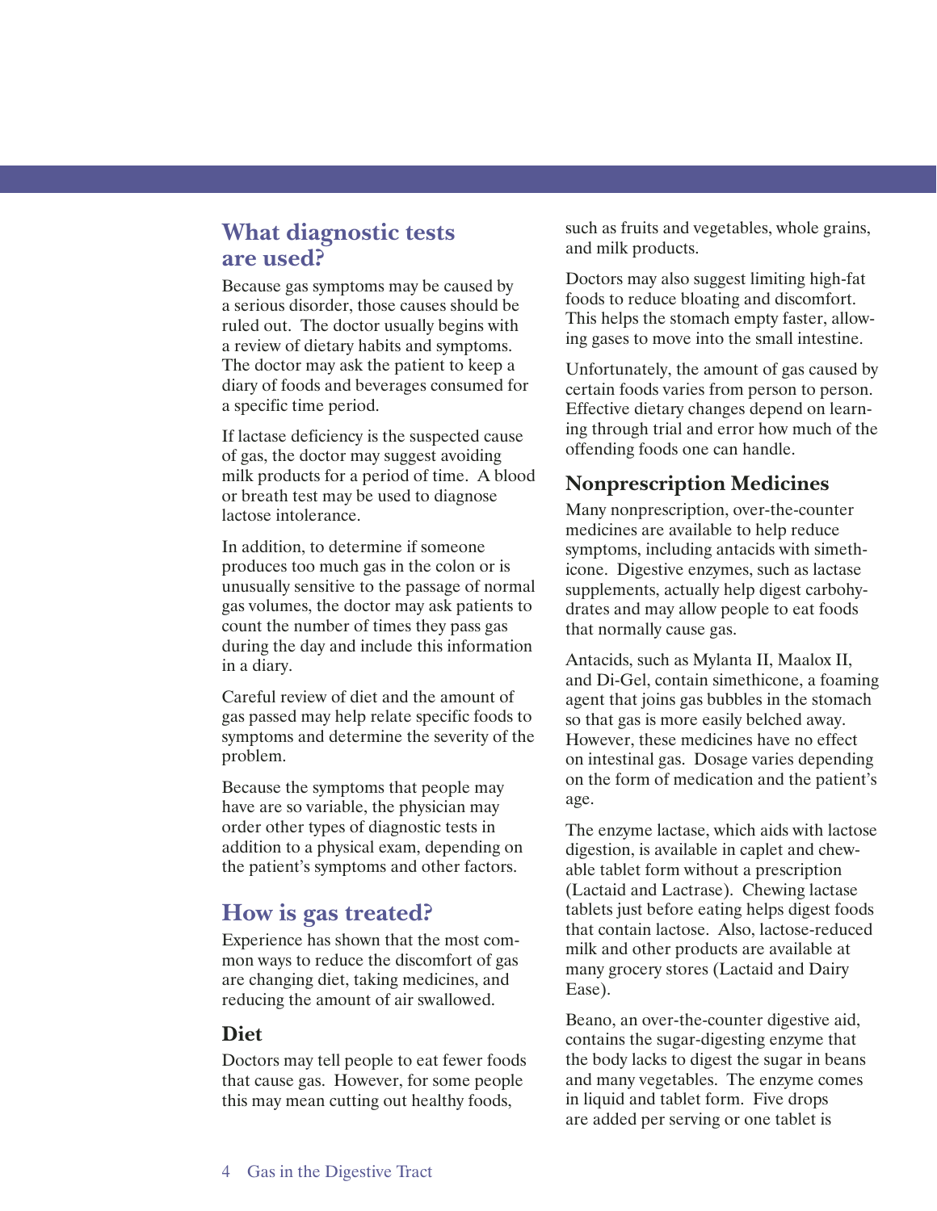## What diagnostic tests are used?

Because gas symptoms may be caused by a serious disorder, those causes should be ruled out. The doctor usually begins with a review of dietary habits and symptoms. The doctor may ask the patient to keep a diary of foods and beverages consumed for a specific time period.

If lactase deficiency is the suspected cause of gas, the doctor may suggest avoiding milk products for a period of time. A blood or breath test may be used to diagnose lactose intolerance.

In addition, to determine if someone produces too much gas in the colon or is unusually sensitive to the passage of normal gas volumes, the doctor may ask patients to count the number of times they pass gas during the day and include this information in a diary.

Careful review of diet and the amount of gas passed may help relate specific foods to symptoms and determine the severity of the problem.

Because the symptoms that people may have are so variable, the physician may order other types of diagnostic tests in addition to a physical exam, depending on the patient's symptoms and other factors.

## How is gas treated?

Experience has shown that the most common ways to reduce the discomfort of gas are changing diet, taking medicines, and reducing the amount of air swallowed.

### Diet

Doctors may tell people to eat fewer foods that cause gas. However, for some people this may mean cutting out healthy foods, such as fruits and vegetables, whole grains, and milk products.

Doctors may also suggest limiting high-fat foods to reduce bloating and discomfort. This helps the stomach empty faster, allowing gases to move into the small intestine.

Unfortunately, the amount of gas caused by certain foods varies from person to person. Effective dietary changes depend on learning through trial and error how much of the offending foods one can handle.

### Nonprescription Medicines

Many nonprescription, over-the-counter medicines are available to help reduce symptoms, including antacids with simethicone. Digestive enzymes, such as lactase supplements, actually help digest carbohydrates and may allow people to eat foods that normally cause gas.

Antacids, such as Mylanta II, Maalox II, and Di-Gel, contain simethicone, a foaming agent that joins gas bubbles in the stomach so that gas is more easily belched away. However, these medicines have no effect on intestinal gas. Dosage varies depending on the form of medication and the patient's age.

The enzyme lactase, which aids with lactose digestion, is available in caplet and chewable tablet form without a prescription (Lactaid and Lactrase). Chewing lactase tablets just before eating helps digest foods that contain lactose. Also, lactose-reduced milk and other products are available at many grocery stores (Lactaid and Dairy Ease).

Beano, an over-the-counter digestive aid, contains the sugar-digesting enzyme that the body lacks to digest the sugar in beans and many vegetables. The enzyme comes in liquid and tablet form. Five drops are added per serving or one tablet is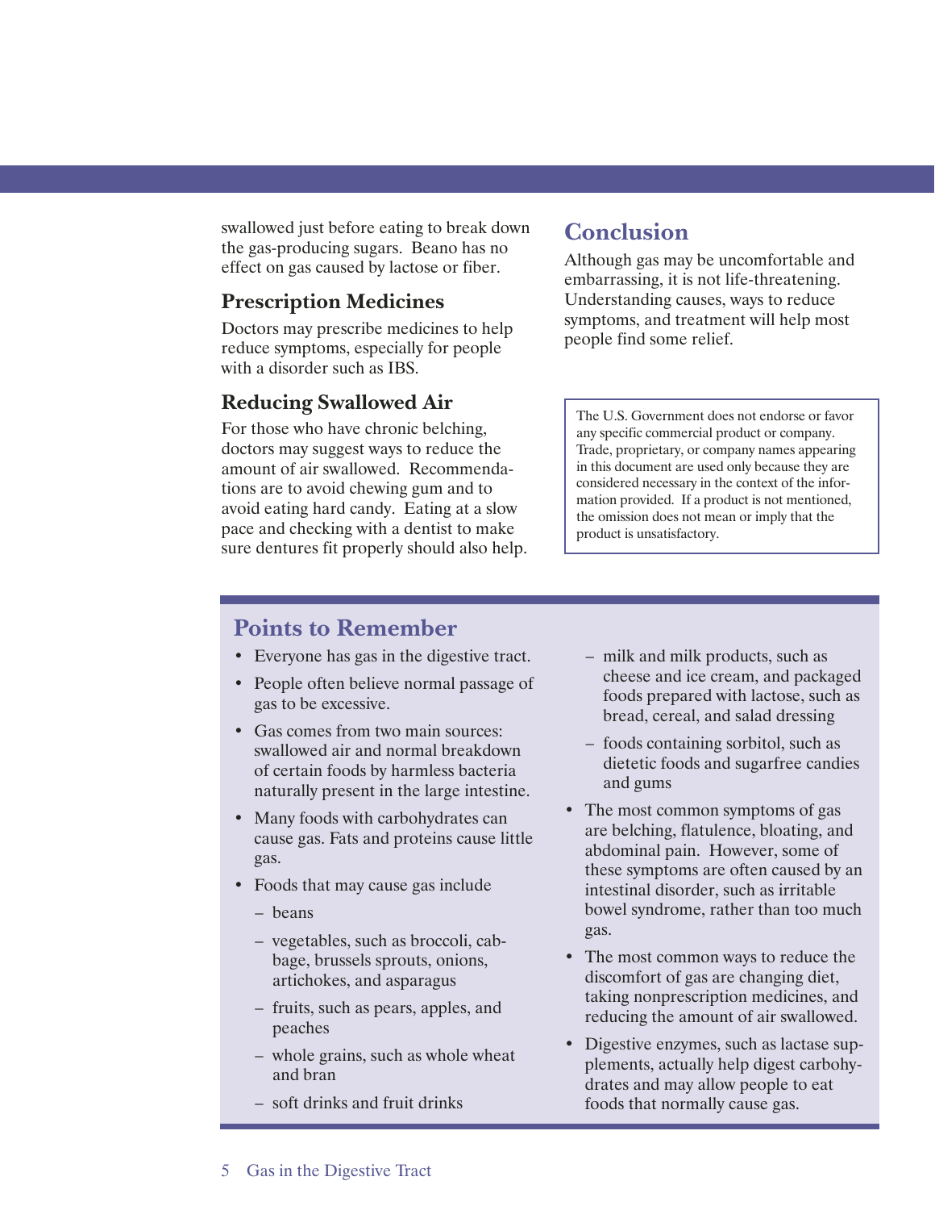swallowed just before eating to break down the gas-producing sugars. Beano has no effect on gas caused by lactose or fiber.

### Prescription Medicines

Doctors may prescribe medicines to help reduce symptoms, especially for people with a disorder such as IBS.

### Reducing Swallowed Air

For those who have chronic belching, doctors may suggest ways to reduce the amount of air swallowed. Recommendations are to avoid chewing gum and to avoid eating hard candy. Eating at a slow pace and checking with a dentist to make sure dentures fit properly should also help.

## Conclusion

Although gas may be uncomfortable and embarrassing, it is not life-threatening. Understanding causes, ways to reduce symptoms, and treatment will help most people find some relief.

The U.S. Government does not endorse or favor any specific commercial product or company. Trade, proprietary, or company names appearing in this document are used only because they are considered necessary in the context of the information provided. If a product is not mentioned, the omission does not mean or imply that the product is unsatisfactory.

## Points to Remember

- Everyone has gas in the digestive tract.
- People often believe normal passage of gas to be excessive.
- Gas comes from two main sources: swallowed air and normal breakdown of certain foods by harmless bacteria naturally present in the large intestine.
- Many foods with carbohydrates can cause gas. Fats and proteins cause little gas.
- Foods that may cause gas include
  - beans
  - vegetables, such as broccoli, cabbage, brussels sprouts, onions, artichokes, and asparagus
  - fruits, such as pears, apples, and peaches
  - whole grains, such as whole wheat and bran
  - soft drinks and fruit drinks
  - milk and milk products, such as cheese and ice cream, and packaged foods prepared with lactose, such as bread, cereal, and salad dressing
  - foods containing sorbitol, such as dietetic foods and sugarfree candies and gums
- The most common symptoms of gas are belching, flatulence, bloating, and abdominal pain. However, some of these symptoms are often caused by an intestinal disorder, such as irritable bowel syndrome, rather than too much gas.
- The most common ways to reduce the discomfort of gas are changing diet, taking nonprescription medicines, and reducing the amount of air swallowed.
- Digestive enzymes, such as lactase supplements, actually help digest carbohydrates and may allow people to eat foods that normally cause gas.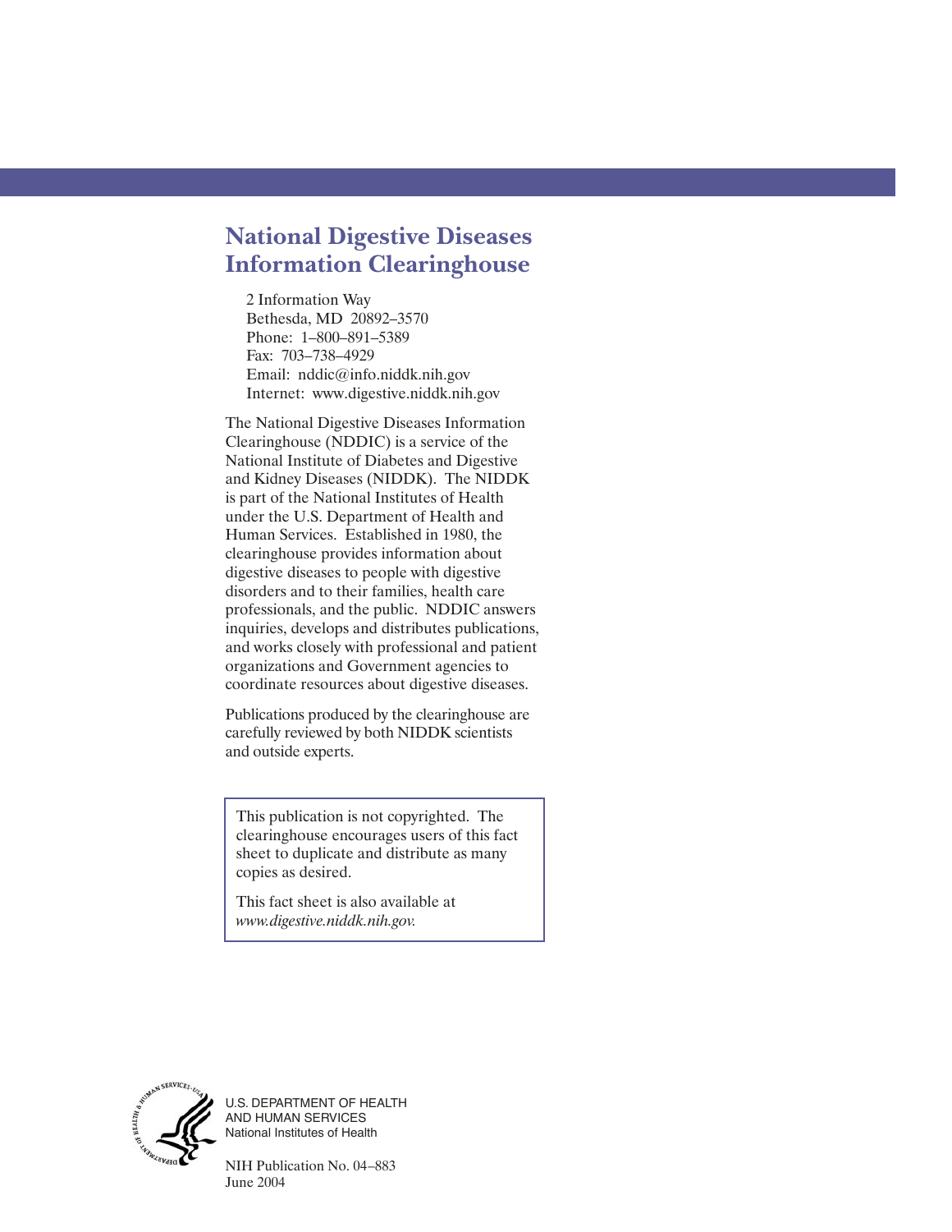## National Digestive Diseases Information Clearinghouse

2 Information Way
Bethesda, MD 20892–3570
Phone: 1–800–891–5389
Fax: 703–738–4929
Email: nddic@info.niddk.nih.gov
Internet: www.digestive.niddk.nih.gov

The National Digestive Diseases Information Clearinghouse (NDDIC) is a service of the National Institute of Diabetes and Digestive and Kidney Diseases (NIDDK). The NIDDK is part of the National Institutes of Health under the U.S. Department of Health and Human Services. Established in 1980, the clearinghouse provides information about digestive diseases to people with digestive disorders and to their families, health care professionals, and the public. NDDIC answers inquiries, develops and distributes publications, and works closely with professional and patient organizations and Government agencies to coordinate resources about digestive diseases.

Publications produced by the clearinghouse are carefully reviewed by both NIDDK scientists and outside experts.

This publication is not copyrighted. The clearinghouse encourages users of this fact sheet to duplicate and distribute as many copies as desired.

This fact sheet is also available at *www.digestive.niddk.nih.gov.*

U.S. DEPARTMENT OF HEALTH AND HUMAN SERVICES
National Institutes of Health

NIH Publication No. 04–883
June 2004